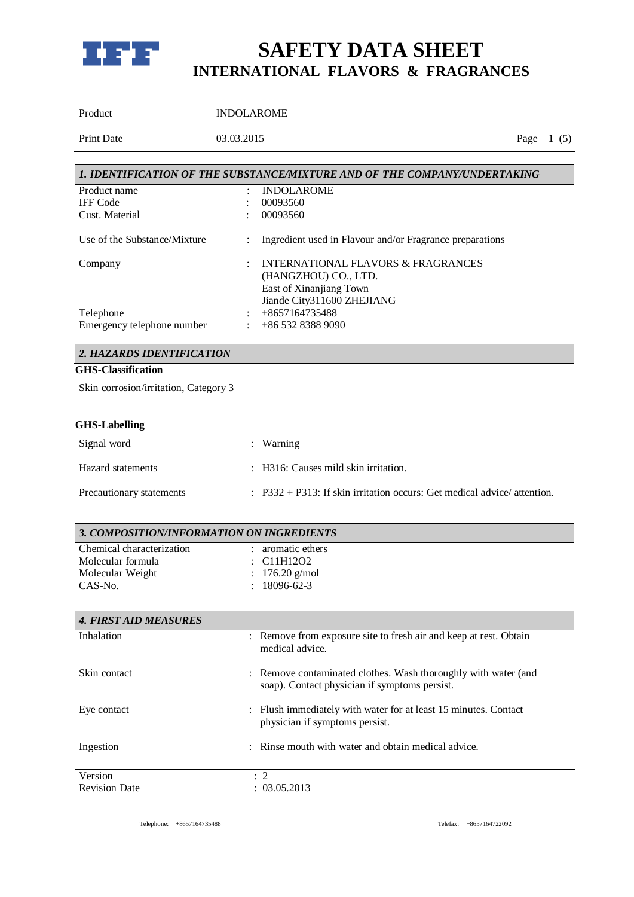# SAFETY DATA SHEET
## INTERNATIONAL FLAVORS & FRAGRANCES

| | |
|---|---|
| Product | INDOLAROME |
| Print Date | 03.03.2015 |

### *1. IDENTIFICATION OF THE SUBSTANCE/MIXTURE AND OF THE COMPANY/UNDERTAKING*

| | | |
|---|---|---|
| Product name | : | INDOLAROME |
| IFF Code | : | 00093560 |
| Cust. Material | : | 00093560 |
| Use of the Substance/Mixture | : | Ingredient used in Flavour and/or Fragrance preparations |
| Company | : | INTERNATIONAL FLAVORS & FRAGRANCES (HANGZHOU) CO., LTD.<br>East of Xinanjiang Town<br>Jiande City311600 ZHEJIANG |
| Telephone | : | +8657164735488 |
| Emergency telephone number | : | +86 532 8388 9090 |

### *2. HAZARDS IDENTIFICATION*

**GHS-Classification**

Skin corrosion/irritation, Category 3

**GHS-Labelling**

| | | |
|---|---|---|
| Signal word | : | Warning |
| Hazard statements | : | H316: Causes mild skin irritation. |
| Precautionary statements | : | P332 + P313: If skin irritation occurs: Get medical advice/ attention. |

### *3. COMPOSITION/INFORMATION ON INGREDIENTS*

| | | |
|---|---|---|
| Chemical characterization | : | aromatic ethers |
| Molecular formula | : | $C_{11}H_{12}O_2$ |
| Molecular Weight | : | 176.20 g/mol |
| CAS-No. | : | 18096-62-3 |

### *4. FIRST AID MEASURES*

| | | |
|---|---|---|
| Inhalation | : | Remove from exposure site to fresh air and keep at rest. Obtain medical advice. |
| Skin contact | : | Remove contaminated clothes. Wash thoroughly with water (and soap). Contact physician if symptoms persist. |
| Eye contact | : | Flush immediately with water for at least 15 minutes. Contact physician if symptoms persist. |
| Ingestion | : | Rinse mouth with water and obtain medical advice. |

| | | |
|---|---|---|
| Version | : | 2 |
| Revision Date | : | 03.05.2013 |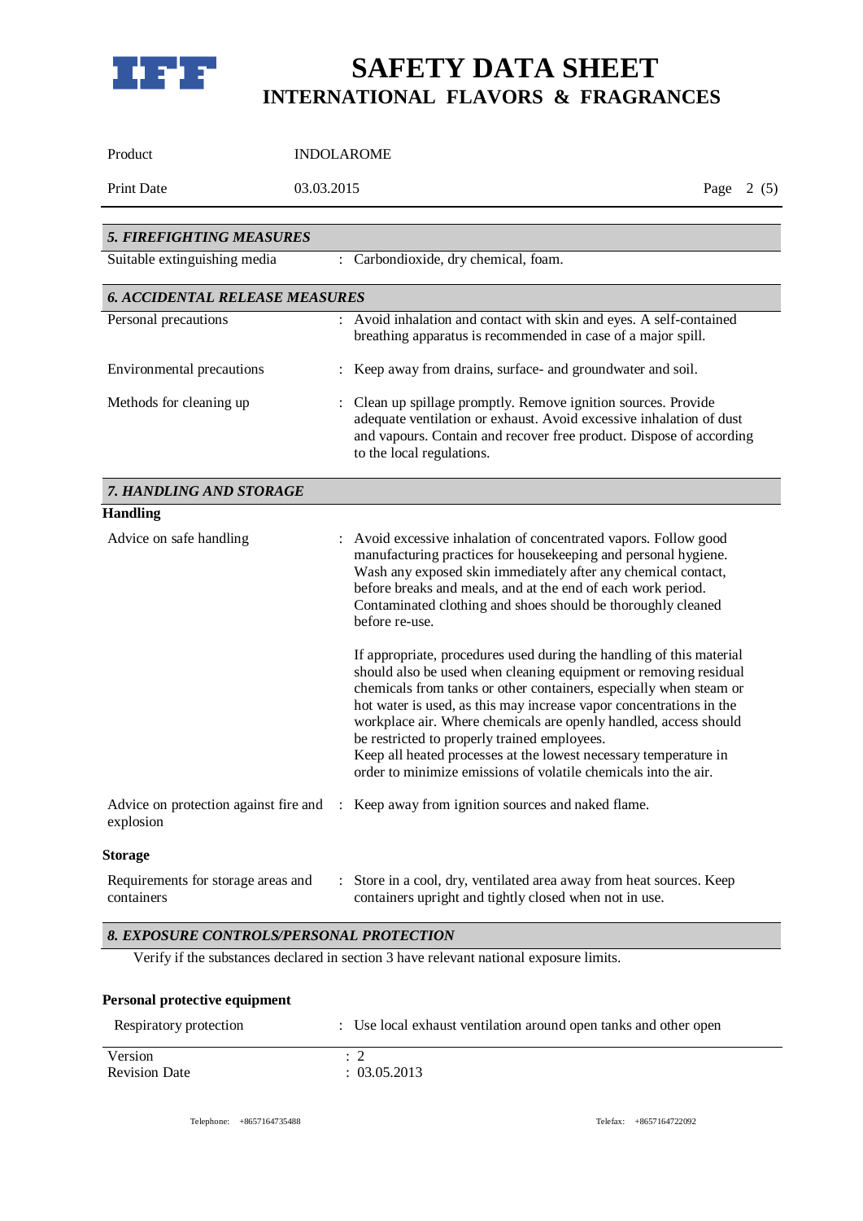## 5. FIREFIGHTING MEASURES

| | |
|---|---|
| Suitable extinguishing media | : Carbondioxide, dry chemical, foam. |

## 6. ACCIDENTAL RELEASE MEASURES

| | |
|---|---|
| Personal precautions | : Avoid inhalation and contact with skin and eyes. A self-contained breathing apparatus is recommended in case of a major spill. |
| Environmental precautions | : Keep away from drains, surface- and groundwater and soil. |
| Methods for cleaning up | : Clean up spillage promptly. Remove ignition sources. Provide adequate ventilation or exhaust. Avoid excessive inhalation of dust and vapours. Contain and recover free product. Dispose of according to the local regulations. |

## 7. HANDLING AND STORAGE

**Handling**

Advice on safe handling : Avoid excessive inhalation of concentrated vapors. Follow good manufacturing practices for housekeeping and personal hygiene. Wash any exposed skin immediately after any chemical contact, before breaks and meals, and at the end of each work period. Contaminated clothing and shoes should be thoroughly cleaned before re-use.

If appropriate, procedures used during the handling of this material should also be used when cleaning equipment or removing residual chemicals from tanks or other containers, especially when steam or hot water is used, as this may increase vapor concentrations in the workplace air. Where chemicals are openly handled, access should be restricted to properly trained employees.
Keep all heated processes at the lowest necessary temperature in order to minimize emissions of volatile chemicals into the air.

Advice on protection against fire and explosion : Keep away from ignition sources and naked flame.

**Storage**

Requirements for storage areas and containers : Store in a cool, dry, ventilated area away from heat sources. Keep containers upright and tightly closed when not in use.

## 8. EXPOSURE CONTROLS/PERSONAL PROTECTION

Verify if the substances declared in section 3 have relevant national exposure limits.

**Personal protective equipment**

Respiratory protection : Use local exhaust ventilation around open tanks and other open

Version : 2
Revision Date : 03.05.2013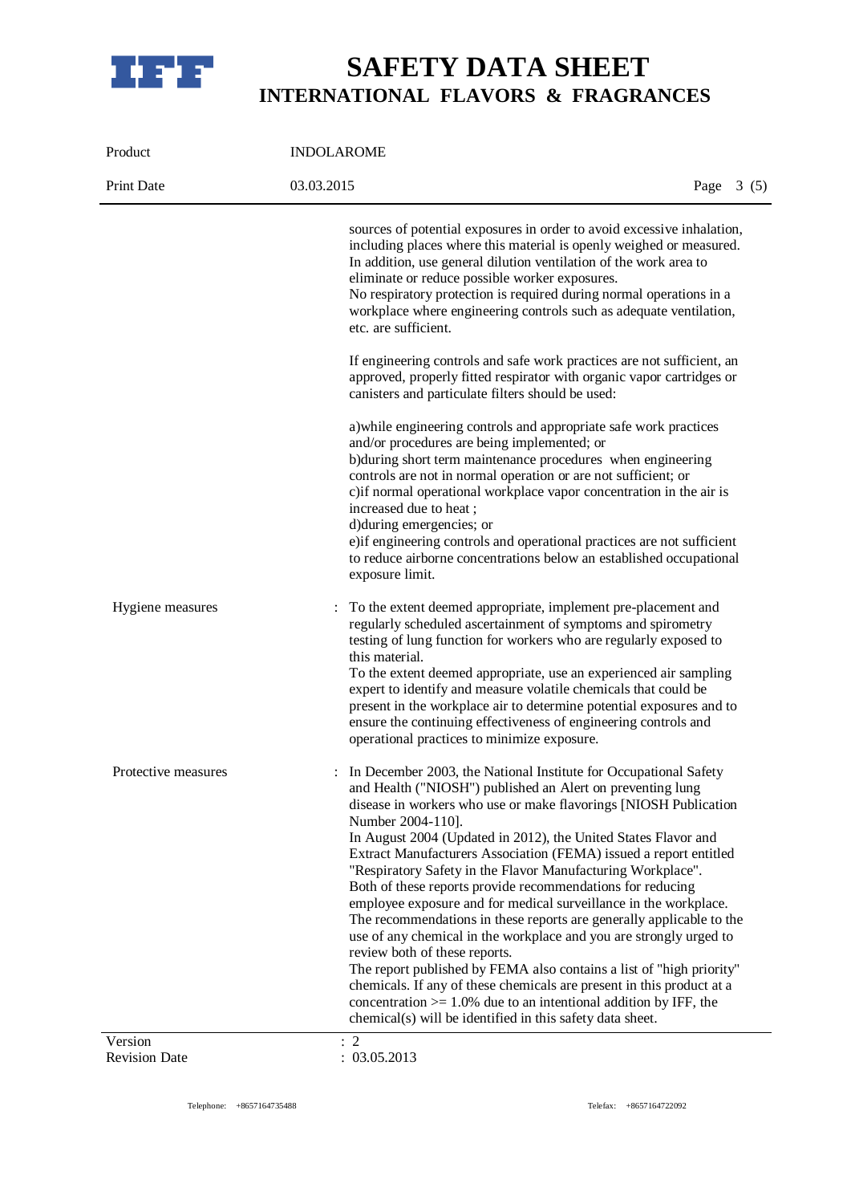sources of potential exposures in order to avoid excessive inhalation, including places where this material is openly weighed or measured. In addition, use general dilution ventilation of the work area to eliminate or reduce possible worker exposures.
No respiratory protection is required during normal operations in a workplace where engineering controls such as adequate ventilation, etc. are sufficient.

If engineering controls and safe work practices are not sufficient, an approved, properly fitted respirator with organic vapor cartridges or canisters and particulate filters should be used:

a)while engineering controls and appropriate safe work practices and/or procedures are being implemented; or
b)during short term maintenance procedures when engineering controls are not in normal operation or are not sufficient; or
c)if normal operational workplace vapor concentration in the air is increased due to heat ;
d)during emergencies; or
e)if engineering controls and operational practices are not sufficient to reduce airborne concentrations below an established occupational exposure limit.

Hygiene measures : To the extent deemed appropriate, implement pre-placement and regularly scheduled ascertainment of symptoms and spirometry testing of lung function for workers who are regularly exposed to this material.
To the extent deemed appropriate, use an experienced air sampling expert to identify and measure volatile chemicals that could be present in the workplace air to determine potential exposures and to ensure the continuing effectiveness of engineering controls and operational practices to minimize exposure.

Protective measures : In December 2003, the National Institute for Occupational Safety and Health ("NIOSH") published an Alert on preventing lung disease in workers who use or make flavorings [NIOSH Publication Number 2004-110].
In August 2004 (Updated in 2012), the United States Flavor and Extract Manufacturers Association (FEMA) issued a report entitled "Respiratory Safety in the Flavor Manufacturing Workplace".
Both of these reports provide recommendations for reducing employee exposure and for medical surveillance in the workplace.
The recommendations in these reports are generally applicable to the use of any chemical in the workplace and you are strongly urged to review both of these reports.
The report published by FEMA also contains a list of "high priority" chemicals. If any of these chemicals are present in this product at a concentration >= 1.0% due to an intentional addition by IFF, the chemical(s) will be identified in this safety data sheet.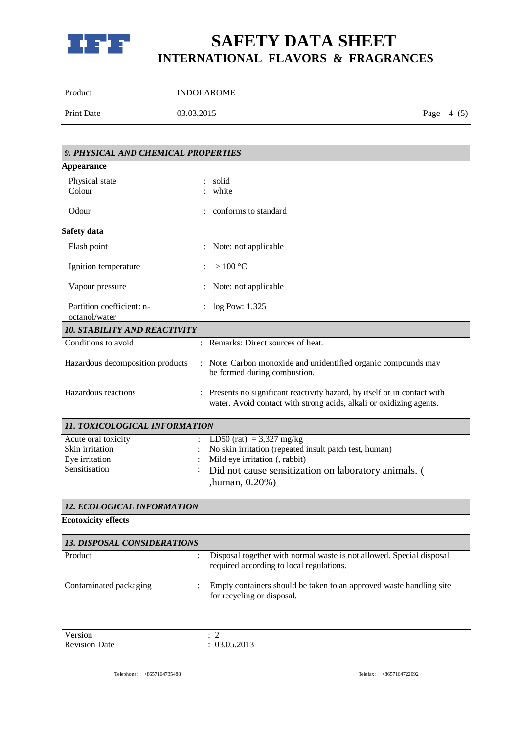## *9. PHYSICAL AND CHEMICAL PROPERTIES*

**Appearance**

| | | |
|---|---|---|
| Physical state | : | solid |
| Colour | : | white |
| Odour | : | conforms to standard |

**Safety data**

| | | |
|---|---|---|
| Flash point | : | Note: not applicable |
| Ignition temperature | : | > 100 °C |
| Vapour pressure | : | Note: not applicable |
| Partition coefficient: n-octanol/water | : | log Pow: 1.325 |

## *10. STABILITY AND REACTIVITY*

| | | |
|---|---|---|
| Conditions to avoid | : | Remarks: Direct sources of heat. |
| Hazardous decomposition products | : | Note: Carbon monoxide and unidentified organic compounds may be formed during combustion. |
| Hazardous reactions | : | Presents no significant reactivity hazard, by itself or in contact with water. Avoid contact with strong acids, alkali or oxidizing agents. |

## *11. TOXICOLOGICAL INFORMATION*

| | | |
|---|---|---|
| Acute oral toxicity | : | LD50 (rat) = 3,327 mg/kg |
| Skin irritation | : | No skin irritation (repeated insult patch test, human) |
| Eye irritation | : | Mild eye irritation (, rabbit) |
| Sensitisation | : | Did not cause sensitization on laboratory animals. ( ,human, 0.20%) |

## *12. ECOLOGICAL INFORMATION*

**Ecotoxicity effects**

## *13. DISPOSAL CONSIDERATIONS*

| | | |
|---|---|---|
| Product | : | Disposal together with normal waste is not allowed. Special disposal required according to local regulations. |
| Contaminated packaging | : | Empty containers should be taken to an approved waste handling site for recycling or disposal. |

| | |
|---|---|
| Version | : 2 |
| Revision Date | : 03.05.2013 |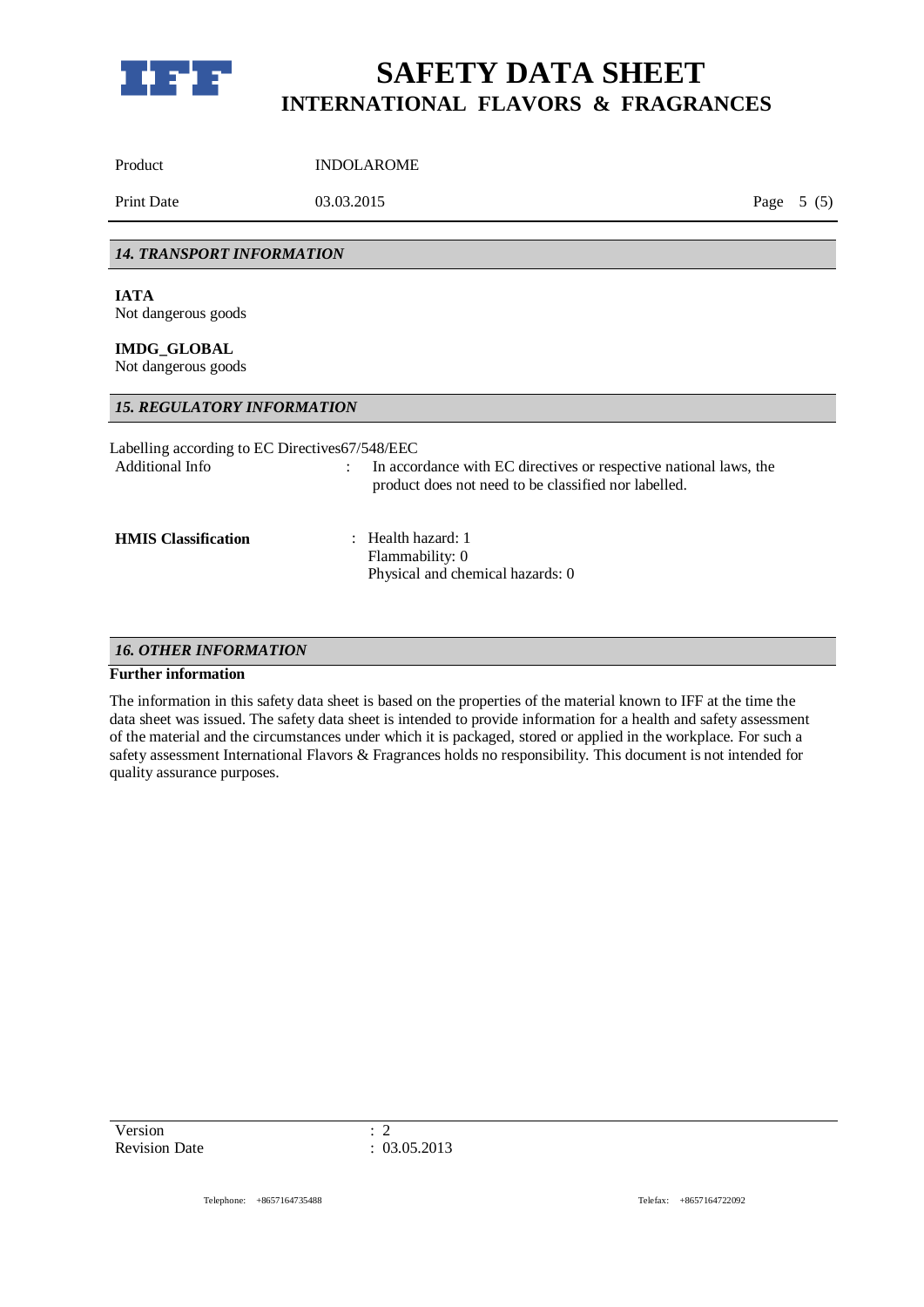## *14. TRANSPORT INFORMATION*

**IATA**
Not dangerous goods

**IMDG_GLOBAL**
Not dangerous goods

## *15. REGULATORY INFORMATION*

Labelling according to EC Directives67/548/EEC

| | | |
|---|---|---|
| Additional Info | : | In accordance with EC directives or respective national laws, the product does not need to be classified nor labelled. |
| **HMIS Classification** | : | Health hazard: 1<br>Flammability: 0<br>Physical and chemical hazards: 0 |

## *16. OTHER INFORMATION*

**Further information**

The information in this safety data sheet is based on the properties of the material known to IFF at the time the data sheet was issued. The safety data sheet is intended to provide information for a health and safety assessment of the material and the circumstances under which it is packaged, stored or applied in the workplace. For such a safety assessment International Flavors & Fragrances holds no responsibility. This document is not intended for quality assurance purposes.